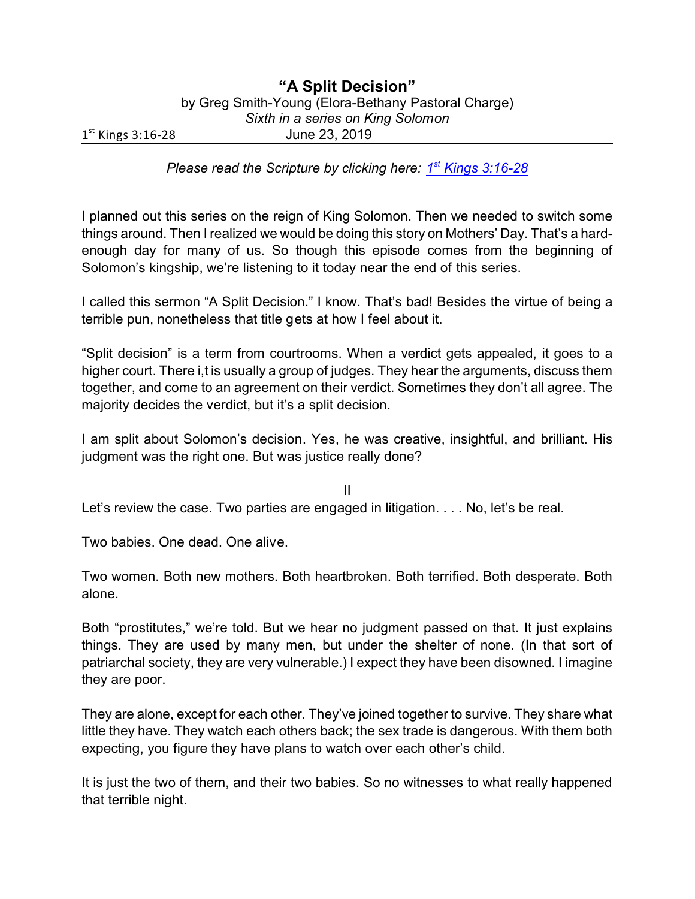# "A Split Decision"

by Greg Smith-Young (Elora-Bethany Pastoral Charge)

*Sixth in a series on King Solomon*

1st Kings 3:16-28 June 23, 2019

---

*Please read the Scripture by clicking here: [1st Kings 3:16-28]()*

---

I planned out this series on the reign of King Solomon. Then we needed to switch some things around. Then I realized we would be doing this story on Mothers' Day. That's a hard-enough day for many of us. So though this episode comes from the beginning of Solomon's kingship, we're listening to it today near the end of this series.

I called this sermon "A Split Decision." I know. That's bad! Besides the virtue of being a terrible pun, nonetheless that title gets at how I feel about it.

"Split decision" is a term from courtrooms. When a verdict gets appealed, it goes to a higher court. There i,t is usually a group of judges. They hear the arguments, discuss them together, and come to an agreement on their verdict. Sometimes they don't all agree. The majority decides the verdict, but it's a split decision.

I am split about Solomon's decision. Yes, he was creative, insightful, and brilliant. His judgment was the right one. But was justice really done?

II

Let's review the case. Two parties are engaged in litigation. . . . No, let's be real.

Two babies. One dead. One alive.

Two women. Both new mothers. Both heartbroken. Both terrified. Both desperate. Both alone.

Both "prostitutes," we're told. But we hear no judgment passed on that. It just explains things. They are used by many men, but under the shelter of none. (In that sort of patriarchal society, they are very vulnerable.) I expect they have been disowned. I imagine they are poor.

They are alone, except for each other. They've joined together to survive. They share what little they have. They watch each others back; the sex trade is dangerous. With them both expecting, you figure they have plans to watch over each other's child.

It is just the two of them, and their two babies. So no witnesses to what really happened that terrible night.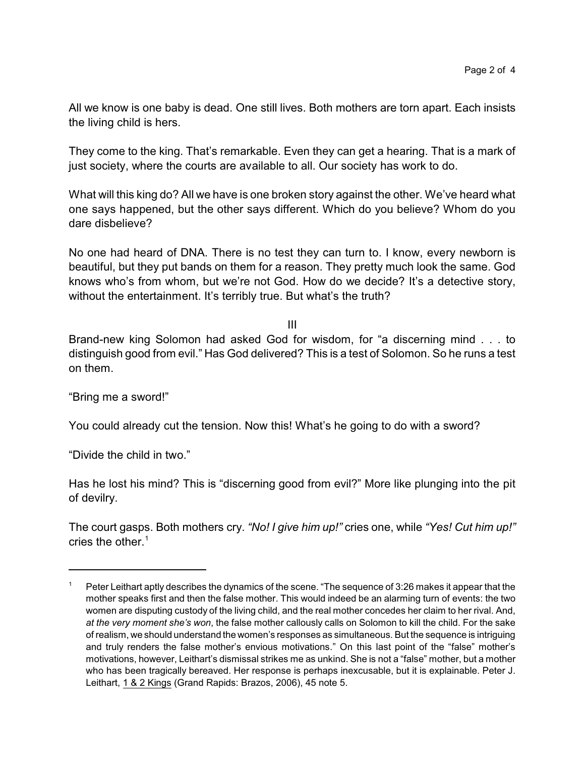All we know is one baby is dead. One still lives. Both mothers are torn apart. Each insists the living child is hers.

They come to the king. That's remarkable. Even they can get a hearing. That is a mark of just society, where the courts are available to all. Our society has work to do.

What will this king do? All we have is one broken story against the other. We've heard what one says happened, but the other says different. Which do you believe? Whom do you dare disbelieve?

No one had heard of DNA. There is no test they can turn to. I know, every newborn is beautiful, but they put bands on them for a reason. They pretty much look the same. God knows who's from whom, but we're not God. How do we decide? It's a detective story, without the entertainment. It's terribly true. But what's the truth?

## III

Brand-new king Solomon had asked God for wisdom, for "a discerning mind . . . to distinguish good from evil." Has God delivered? This is a test of Solomon. So he runs a test on them.

"Bring me a sword!"

You could already cut the tension. Now this! What's he going to do with a sword?

"Divide the child in two."

Has he lost his mind? This is "discerning good from evil?" More like plunging into the pit of devilry.

The court gasps. Both mothers cry. *"No! I give him up!"* cries one, while *"Yes! Cut him up!"* cries the other.[1]

---

[1] Peter Leithart aptly describes the dynamics of the scene. "The sequence of 3:26 makes it appear that the mother speaks first and then the false mother. This would indeed be an alarming turn of events: the two women are disputing custody of the living child, and the real mother concedes her claim to her rival. And, *at the very moment she's won*, the false mother callously calls on Solomon to kill the child. For the sake of realism, we should understand the women's responses as simultaneous. But the sequence is intriguing and truly renders the false mother's envious motivations." On this last point of the "false" mother's motivations, however, Leithart's dismissal strikes me as unkind. She is not a "false" mother, but a mother who has been tragically bereaved. Her response is perhaps inexcusable, but it is explainable. Peter J. Leithart, 1 & 2 Kings (Grand Rapids: Brazos, 2006), 45 note 5.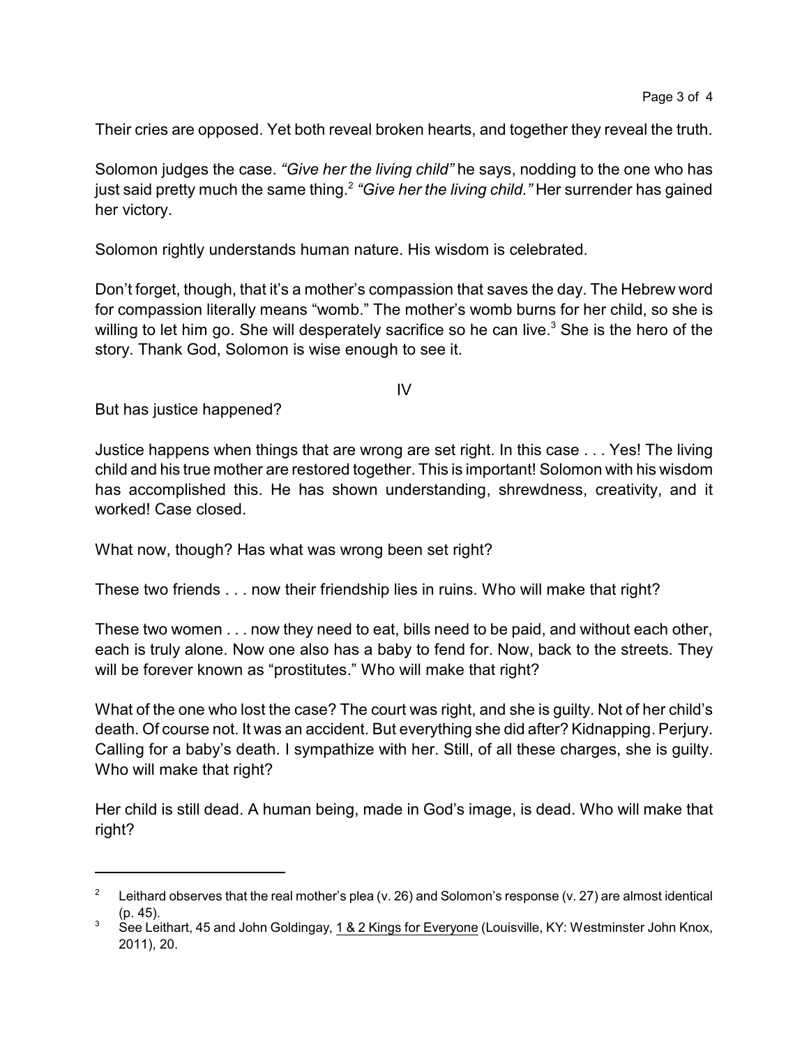Their cries are opposed. Yet both reveal broken hearts, and together they reveal the truth.

Solomon judges the case. *"Give her the living child"* he says, nodding to the one who has just said pretty much the same thing.[2] *"Give her the living child."* Her surrender has gained her victory.

Solomon rightly understands human nature. His wisdom is celebrated.

Don't forget, though, that it's a mother's compassion that saves the day. The Hebrew word for compassion literally means "womb." The mother's womb burns for her child, so she is willing to let him go. She will desperately sacrifice so he can live.[3] She is the hero of the story. Thank God, Solomon is wise enough to see it.

## IV

But has justice happened?

Justice happens when things that are wrong are set right. In this case . . . Yes! The living child and his true mother are restored together. This is important! Solomon with his wisdom has accomplished this. He has shown understanding, shrewdness, creativity, and it worked! Case closed.

What now, though? Has what was wrong been set right?

These two friends . . . now their friendship lies in ruins. Who will make that right?

These two women . . . now they need to eat, bills need to be paid, and without each other, each is truly alone. Now one also has a baby to fend for. Now, back to the streets. They will be forever known as "prostitutes." Who will make that right?

What of the one who lost the case? The court was right, and she is guilty. Not of her child's death. Of course not. It was an accident. But everything she did after? Kidnapping. Perjury. Calling for a baby's death. I sympathize with her. Still, of all these charges, she is guilty. Who will make that right?

Her child is still dead. A human being, made in God's image, is dead. Who will make that right?

---

[2] Leithard observes that the real mother's plea (v. 26) and Solomon's response (v. 27) are almost identical (p. 45).

[3] See Leithart, 45 and John Goldingay, 1 & 2 Kings for Everyone (Louisville, KY: Westminster John Knox, 2011), 20.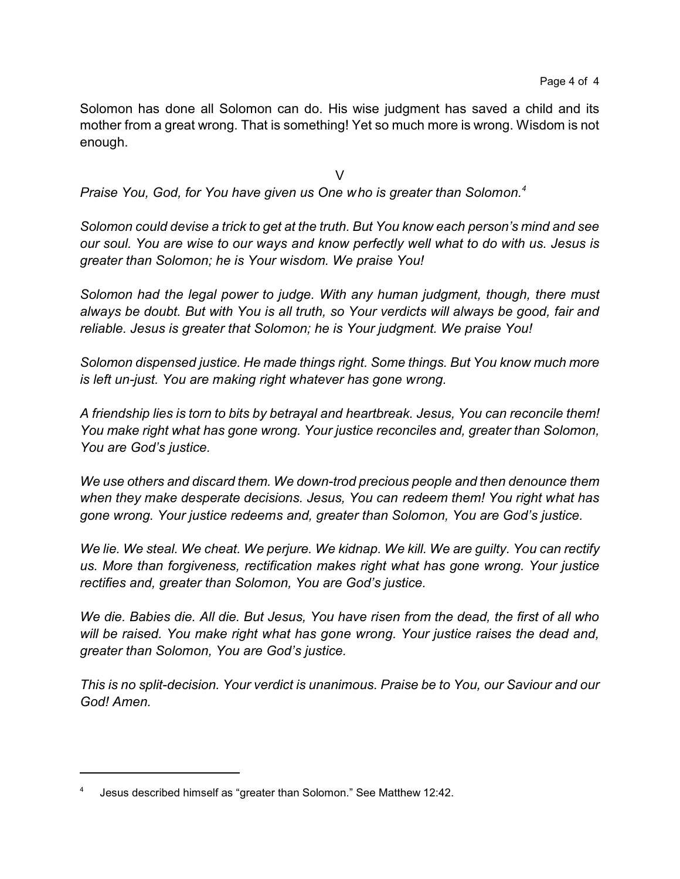Solomon has done all Solomon can do. His wise judgment has saved a child and its mother from a great wrong. That is something! Yet so much more is wrong. Wisdom is not enough.

V

*Praise You, God, for You have given us One who is greater than Solomon.*[4]

*Solomon could devise a trick to get at the truth. But You know each person's mind and see our soul. You are wise to our ways and know perfectly well what to do with us. Jesus is greater than Solomon; he is Your wisdom. We praise You!*

*Solomon had the legal power to judge. With any human judgment, though, there must always be doubt. But with You is all truth, so Your verdicts will always be good, fair and reliable. Jesus is greater that Solomon; he is Your judgment. We praise You!*

*Solomon dispensed justice. He made things right. Some things. But You know much more is left un-just. You are making right whatever has gone wrong.*

*A friendship lies is torn to bits by betrayal and heartbreak. Jesus, You can reconcile them! You make right what has gone wrong. Your justice reconciles and, greater than Solomon, You are God's justice.*

*We use others and discard them. We down-trod precious people and then denounce them when they make desperate decisions. Jesus, You can redeem them! You right what has gone wrong. Your justice redeems and, greater than Solomon, You are God's justice.*

*We lie. We steal. We cheat. We perjure. We kidnap. We kill. We are guilty. You can rectify us. More than forgiveness, rectification makes right what has gone wrong. Your justice rectifies and, greater than Solomon, You are God's justice.*

*We die. Babies die. All die. But Jesus, You have risen from the dead, the first of all who will be raised. You make right what has gone wrong. Your justice raises the dead and, greater than Solomon, You are God's justice.*

*This is no split-decision. Your verdict is unanimous. Praise be to You, our Saviour and our God! Amen.*

---

[4] Jesus described himself as "greater than Solomon." See Matthew 12:42.